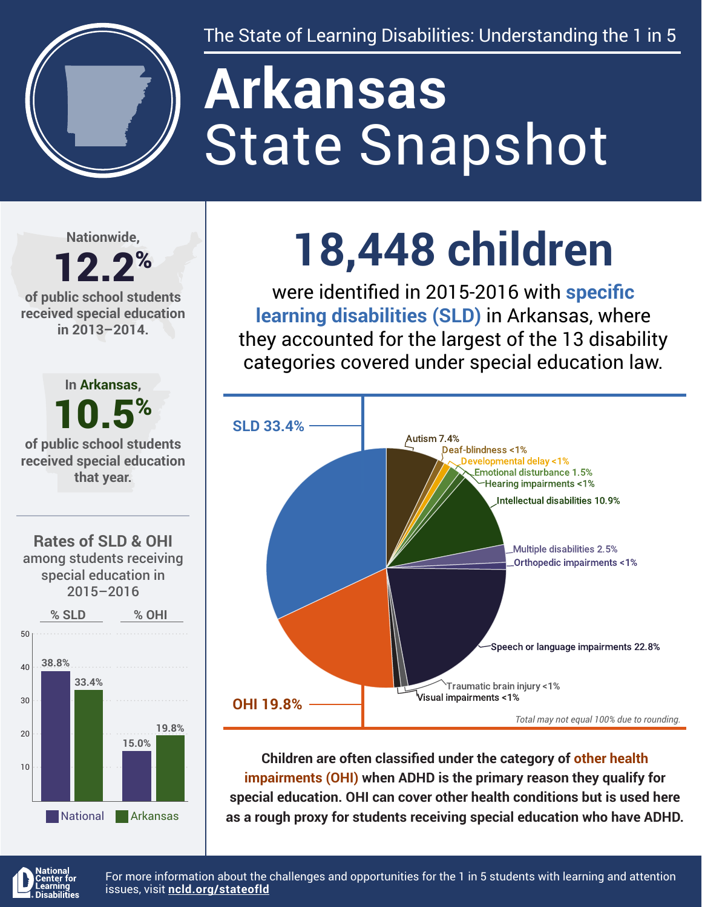The State of Learning Disabilities: Understanding the 1 in 5

# Arkansas
# State Snapshot

Nationwide,

**12.2%**

of public school students received special education in 2013–2014.

In Arkansas,

**10.5%**

of public school students received special education that year.

## 18,448 children

were identified in 2015-2016 with **specific learning disabilities (SLD)** in Arkansas, where they accounted for the largest of the 13 disability categories covered under special education law.

| Category | Percent |
|---|---|
| SLD | 33.4% |
| OHI | 19.8% |
| Autism | 7.4% |
| Deaf-blindness | <1% |
| Developmental delay | <1% |
| Emotional disturbance | 1.5% |
| Hearing impairments | <1% |
| Intellectual disabilities | 10.9% |
| Multiple disabilities | 2.5% |
| Orthopedic impairments | <1% |
| Speech or language impairments | 22.8% |
| Traumatic brain injury | <1% |
| Visual impairments | <1% |

*Total may not equal 100% due to rounding.*

### Rates of SLD & OHI among students receiving special education in 2015–2016

| | % SLD | % OHI |
|---|---|---|
| National | 38.8% | 15.0% |
| Arkansas | 33.4% | 19.8% |

**Children are often classified under the category of other health impairments (OHI) when ADHD is the primary reason they qualify for special education. OHI can cover other health conditions but is used here as a rough proxy for students receiving special education who have ADHD.**

National Center for Learning Disabilities

For more information about the challenges and opportunities for the 1 in 5 students with learning and attention issues, visit **ncld.org/stateofld**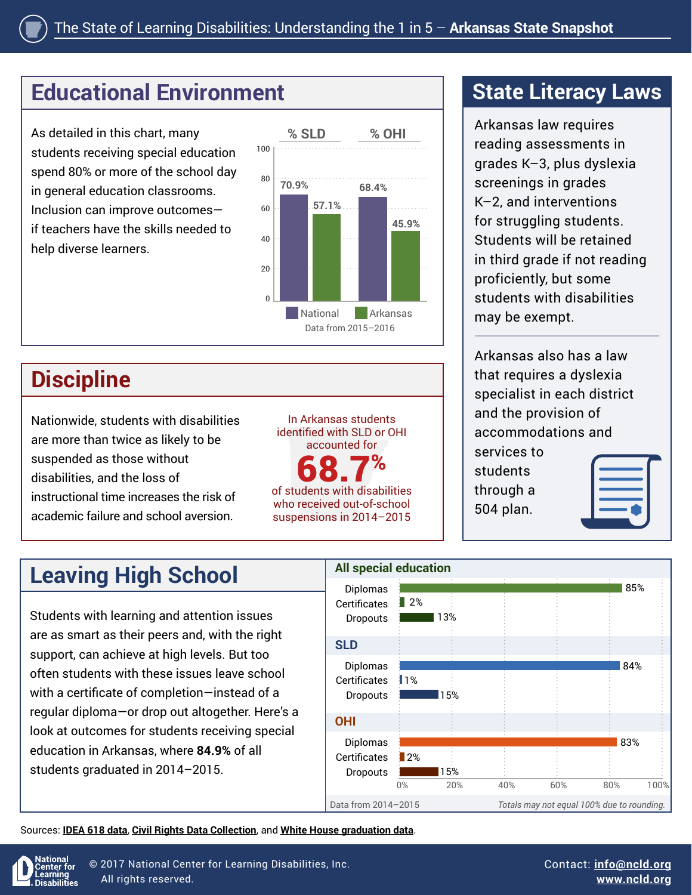# The State of Learning Disabilities: Understanding the 1 in 5 – **Arkansas State Snapshot**

## Educational Environment

As detailed in this chart, many students receiving special education spend 80% or more of the school day in general education classrooms. Inclusion can improve outcomes—if teachers have the skills needed to help diverse learners.

% SLD
% OHI
100
80
60
40
20
0
70.9%
57.1%
68.4%
45.9%
National
Arkansas
Data from 2015–2016

## Discipline

Nationwide, students with disabilities are more than twice as likely to be suspended as those without disabilities, and the loss of instructional time increases the risk of academic failure and school aversion.

In Arkansas students identified with SLD or OHI accounted for

**68.7%**

of students with disabilities who received out-of-school suspensions in 2014–2015

## State Literacy Laws

Arkansas law requires reading assessments in grades K–3, plus dyslexia screenings in grades K–2, and interventions for struggling students. Students will be retained in third grade if not reading proficiently, but some students with disabilities may be exempt.

Arkansas also has a law that requires a dyslexia specialist in each district and the provision of accommodations and services to students through a 504 plan.

## Leaving High School

Students with learning and attention issues are as smart as their peers and, with the right support, can achieve at high levels. But too often students with these issues leave school with a certificate of completion—instead of a regular diploma—or drop out altogether. Here's a look at outcomes for students receiving special education in Arkansas, where **84.9%** of all students graduated in 2014–2015.

**All special education**

Diplomas 85%
Certificates 2%
Dropouts 13%

**SLD**

Diplomas 84%
Certificates 1%
Dropouts 15%

**OHI**

Diplomas 83%
Certificates 2%
Dropouts 15%

0% 20% 40% 60% 80% 100%

Data from 2014–2015

*Totals may not equal 100% due to rounding.*

Sources: **IDEA 618 data**, **Civil Rights Data Collection**, and **White House graduation data**.

National Center for Learning Disabilities

© 2017 National Center for Learning Disabilities, Inc. All rights reserved.

Contact: **info@ncld.org**
**www.ncld.org**